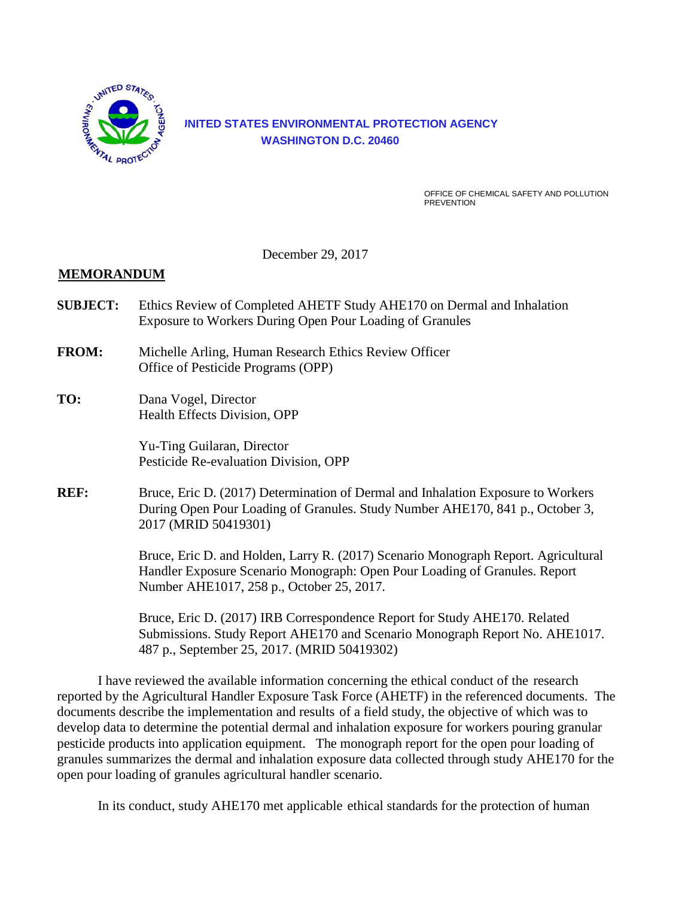**UNITED STATES ENVIRONMENTAL PROTECTION AGENCY**
**WASHINGTON D.C. 20460**

OFFICE OF CHEMICAL SAFETY AND POLLUTION PREVENTION

December 29, 2017

**MEMORANDUM**

**SUBJECT:** Ethics Review of Completed AHETF Study AHE170 on Dermal and Inhalation Exposure to Workers During Open Pour Loading of Granules

**FROM:** Michelle Arling, Human Research Ethics Review Officer
Office of Pesticide Programs (OPP)

**TO:** Dana Vogel, Director
Health Effects Division, OPP

Yu-Ting Guilaran, Director
Pesticide Re-evaluation Division, OPP

**REF:** Bruce, Eric D. (2017) Determination of Dermal and Inhalation Exposure to Workers During Open Pour Loading of Granules. Study Number AHE170, 841 p., October 3, 2017 (MRID 50419301)

Bruce, Eric D. and Holden, Larry R. (2017) Scenario Monograph Report. Agricultural Handler Exposure Scenario Monograph: Open Pour Loading of Granules. Report Number AHE1017, 258 p., October 25, 2017.

Bruce, Eric D. (2017) IRB Correspondence Report for Study AHE170. Related Submissions. Study Report AHE170 and Scenario Monograph Report No. AHE1017. 487 p., September 25, 2017. (MRID 50419302)

I have reviewed the available information concerning the ethical conduct of the research reported by the Agricultural Handler Exposure Task Force (AHETF) in the referenced documents. The documents describe the implementation and results of a field study, the objective of which was to develop data to determine the potential dermal and inhalation exposure for workers pouring granular pesticide products into application equipment. The monograph report for the open pour loading of granules summarizes the dermal and inhalation exposure data collected through study AHE170 for the open pour loading of granules agricultural handler scenario.

In its conduct, study AHE170 met applicable ethical standards for the protection of human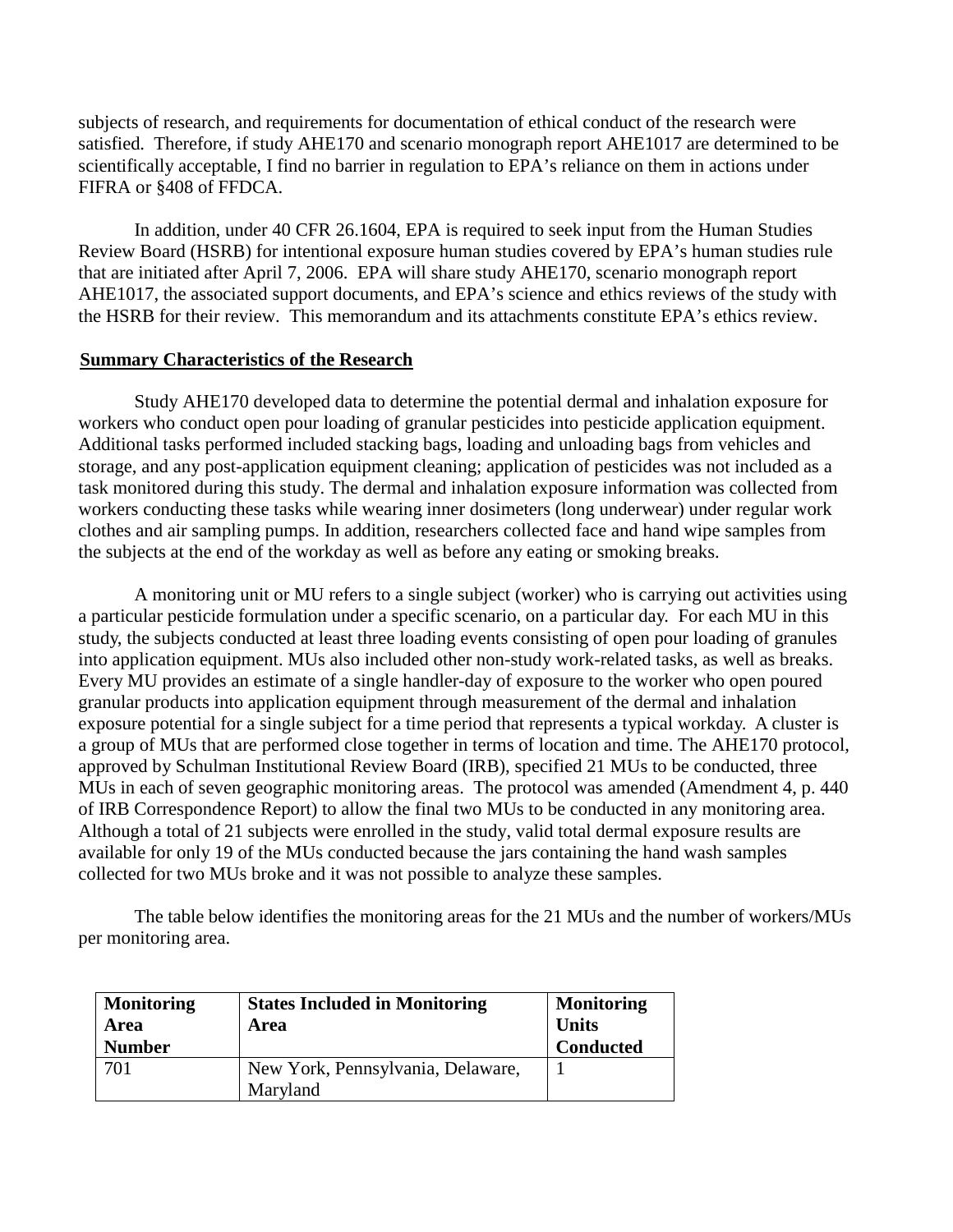subjects of research, and requirements for documentation of ethical conduct of the research were satisfied. Therefore, if study AHE170 and scenario monograph report AHE1017 are determined to be scientifically acceptable, I find no barrier in regulation to EPA's reliance on them in actions under FIFRA or §408 of FFDCA.

In addition, under 40 CFR 26.1604, EPA is required to seek input from the Human Studies Review Board (HSRB) for intentional exposure human studies covered by EPA's human studies rule that are initiated after April 7, 2006. EPA will share study AHE170, scenario monograph report AHE1017, the associated support documents, and EPA's science and ethics reviews of the study with the HSRB for their review. This memorandum and its attachments constitute EPA's ethics review.

## Summary Characteristics of the Research

Study AHE170 developed data to determine the potential dermal and inhalation exposure for workers who conduct open pour loading of granular pesticides into pesticide application equipment. Additional tasks performed included stacking bags, loading and unloading bags from vehicles and storage, and any post-application equipment cleaning; application of pesticides was not included as a task monitored during this study. The dermal and inhalation exposure information was collected from workers conducting these tasks while wearing inner dosimeters (long underwear) under regular work clothes and air sampling pumps. In addition, researchers collected face and hand wipe samples from the subjects at the end of the workday as well as before any eating or smoking breaks.

A monitoring unit or MU refers to a single subject (worker) who is carrying out activities using a particular pesticide formulation under a specific scenario, on a particular day. For each MU in this study, the subjects conducted at least three loading events consisting of open pour loading of granules into application equipment. MUs also included other non-study work-related tasks, as well as breaks. Every MU provides an estimate of a single handler-day of exposure to the worker who open poured granular products into application equipment through measurement of the dermal and inhalation exposure potential for a single subject for a time period that represents a typical workday. A cluster is a group of MUs that are performed close together in terms of location and time. The AHE170 protocol, approved by Schulman Institutional Review Board (IRB), specified 21 MUs to be conducted, three MUs in each of seven geographic monitoring areas. The protocol was amended (Amendment 4, p. 440 of IRB Correspondence Report) to allow the final two MUs to be conducted in any monitoring area. Although a total of 21 subjects were enrolled in the study, valid total dermal exposure results are available for only 19 of the MUs conducted because the jars containing the hand wash samples collected for two MUs broke and it was not possible to analyze these samples.

The table below identifies the monitoring areas for the 21 MUs and the number of workers/MUs per monitoring area.

| Monitoring Area Number | States Included in Monitoring Area | Monitoring Units Conducted |
|---|---|---|
| 701 | New York, Pennsylvania, Delaware, Maryland | 1 |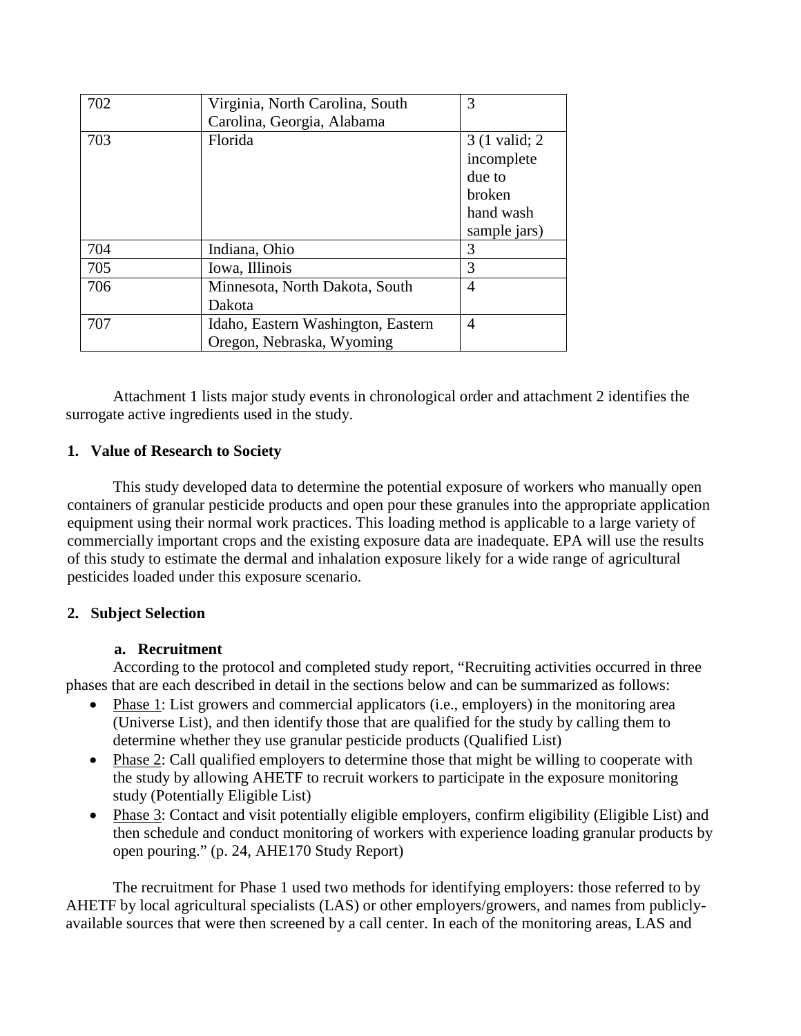| 702 | Virginia, North Carolina, South Carolina, Georgia, Alabama | 3 |
|---|---|---|
| 703 | Florida | 3 (1 valid; 2 incomplete due to broken hand wash sample jars) |
| 704 | Indiana, Ohio | 3 |
| 705 | Iowa, Illinois | 3 |
| 706 | Minnesota, North Dakota, South Dakota | 4 |
| 707 | Idaho, Eastern Washington, Eastern Oregon, Nebraska, Wyoming | 4 |

Attachment 1 lists major study events in chronological order and attachment 2 identifies the surrogate active ingredients used in the study.

**1. Value of Research to Society**

This study developed data to determine the potential exposure of workers who manually open containers of granular pesticide products and open pour these granules into the appropriate application equipment using their normal work practices. This loading method is applicable to a large variety of commercially important crops and the existing exposure data are inadequate. EPA will use the results of this study to estimate the dermal and inhalation exposure likely for a wide range of agricultural pesticides loaded under this exposure scenario.

**2. Subject Selection**

**a. Recruitment**

According to the protocol and completed study report, "Recruiting activities occurred in three phases that are each described in detail in the sections below and can be summarized as follows:

- Phase 1: List growers and commercial applicators (i.e., employers) in the monitoring area (Universe List), and then identify those that are qualified for the study by calling them to determine whether they use granular pesticide products (Qualified List)
- Phase 2: Call qualified employers to determine those that might be willing to cooperate with the study by allowing AHETF to recruit workers to participate in the exposure monitoring study (Potentially Eligible List)
- Phase 3: Contact and visit potentially eligible employers, confirm eligibility (Eligible List) and then schedule and conduct monitoring of workers with experience loading granular products by open pouring." (p. 24, AHE170 Study Report)

The recruitment for Phase 1 used two methods for identifying employers: those referred to by AHETF by local agricultural specialists (LAS) or other employers/growers, and names from publicly-available sources that were then screened by a call center. In each of the monitoring areas, LAS and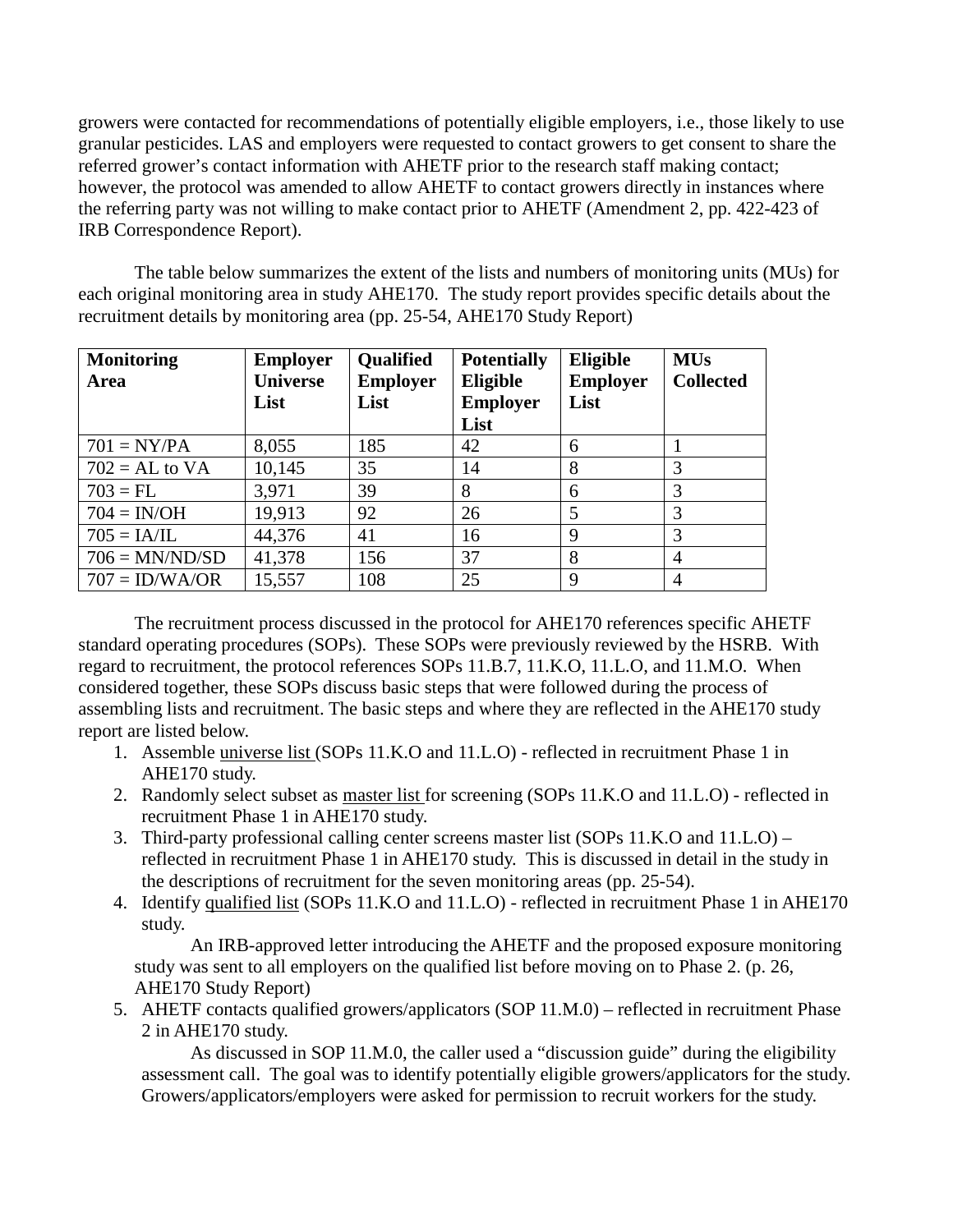growers were contacted for recommendations of potentially eligible employers, i.e., those likely to use granular pesticides. LAS and employers were requested to contact growers to get consent to share the referred grower's contact information with AHETF prior to the research staff making contact; however, the protocol was amended to allow AHETF to contact growers directly in instances where the referring party was not willing to make contact prior to AHETF (Amendment 2, pp. 422-423 of IRB Correspondence Report).

The table below summarizes the extent of the lists and numbers of monitoring units (MUs) for each original monitoring area in study AHE170. The study report provides specific details about the recruitment details by monitoring area (pp. 25-54, AHE170 Study Report)

| Monitoring Area | Employer Universe List | Qualified Employer List | Potentially Eligible Employer List | Eligible Employer List | MUs Collected |
|---|---|---|---|---|---|
| 701 = NY/PA | 8,055 | 185 | 42 | 6 | 1 |
| 702 = AL to VA | 10,145 | 35 | 14 | 8 | 3 |
| 703 = FL | 3,971 | 39 | 8 | 6 | 3 |
| 704 = IN/OH | 19,913 | 92 | 26 | 5 | 3 |
| 705 = IA/IL | 44,376 | 41 | 16 | 9 | 3 |
| 706 = MN/ND/SD | 41,378 | 156 | 37 | 8 | 4 |
| 707 = ID/WA/OR | 15,557 | 108 | 25 | 9 | 4 |

The recruitment process discussed in the protocol for AHE170 references specific AHETF standard operating procedures (SOPs). These SOPs were previously reviewed by the HSRB. With regard to recruitment, the protocol references SOPs 11.B.7, 11.K.O, 11.L.O, and 11.M.O. When considered together, these SOPs discuss basic steps that were followed during the process of assembling lists and recruitment. The basic steps and where they are reflected in the AHE170 study report are listed below.

1. Assemble <u>universe list</u> (SOPs 11.K.O and 11.L.O) - reflected in recruitment Phase 1 in AHE170 study.
2. Randomly select subset as <u>master list</u> for screening (SOPs 11.K.O and 11.L.O) - reflected in recruitment Phase 1 in AHE170 study.
3. Third-party professional calling center screens master list (SOPs 11.K.O and 11.L.O) – reflected in recruitment Phase 1 in AHE170 study. This is discussed in detail in the study in the descriptions of recruitment for the seven monitoring areas (pp. 25-54).
4. Identify <u>qualified list</u> (SOPs 11.K.O and 11.L.O) - reflected in recruitment Phase 1 in AHE170 study.

   An IRB-approved letter introducing the AHETF and the proposed exposure monitoring study was sent to all employers on the qualified list before moving on to Phase 2. (p. 26, AHE170 Study Report)

5. AHETF contacts qualified growers/applicators (SOP 11.M.0) – reflected in recruitment Phase 2 in AHE170 study.

   As discussed in SOP 11.M.0, the caller used a "discussion guide" during the eligibility assessment call. The goal was to identify potentially eligible growers/applicators for the study. Growers/applicators/employers were asked for permission to recruit workers for the study.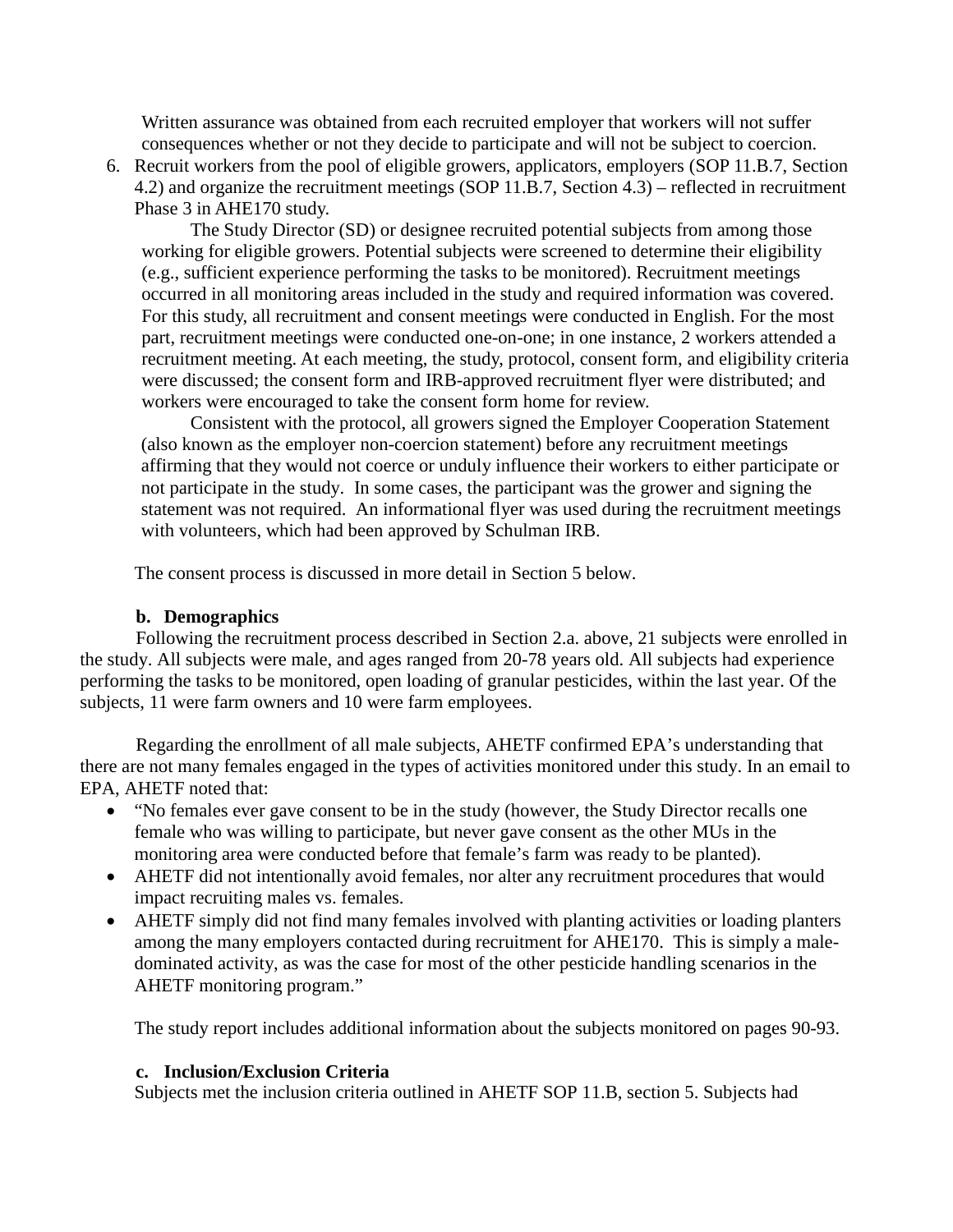Written assurance was obtained from each recruited employer that workers will not suffer consequences whether or not they decide to participate and will not be subject to coercion.

6. Recruit workers from the pool of eligible growers, applicators, employers (SOP 11.B.7, Section 4.2) and organize the recruitment meetings (SOP 11.B.7, Section 4.3) – reflected in recruitment Phase 3 in AHE170 study.

   The Study Director (SD) or designee recruited potential subjects from among those working for eligible growers. Potential subjects were screened to determine their eligibility (e.g., sufficient experience performing the tasks to be monitored). Recruitment meetings occurred in all monitoring areas included in the study and required information was covered. For this study, all recruitment and consent meetings were conducted in English. For the most part, recruitment meetings were conducted one-on-one; in one instance, 2 workers attended a recruitment meeting. At each meeting, the study, protocol, consent form, and eligibility criteria were discussed; the consent form and IRB-approved recruitment flyer were distributed; and workers were encouraged to take the consent form home for review.

   Consistent with the protocol, all growers signed the Employer Cooperation Statement (also known as the employer non-coercion statement) before any recruitment meetings affirming that they would not coerce or unduly influence their workers to either participate or not participate in the study. In some cases, the participant was the grower and signing the statement was not required. An informational flyer was used during the recruitment meetings with volunteers, which had been approved by Schulman IRB.

The consent process is discussed in more detail in Section 5 below.

### b. Demographics

Following the recruitment process described in Section 2.a. above, 21 subjects were enrolled in the study. All subjects were male, and ages ranged from 20-78 years old. All subjects had experience performing the tasks to be monitored, open loading of granular pesticides, within the last year. Of the subjects, 11 were farm owners and 10 were farm employees.

Regarding the enrollment of all male subjects, AHETF confirmed EPA's understanding that there are not many females engaged in the types of activities monitored under this study. In an email to EPA, AHETF noted that:

- "No females ever gave consent to be in the study (however, the Study Director recalls one female who was willing to participate, but never gave consent as the other MUs in the monitoring area were conducted before that female's farm was ready to be planted).
- AHETF did not intentionally avoid females, nor alter any recruitment procedures that would impact recruiting males vs. females.
- AHETF simply did not find many females involved with planting activities or loading planters among the many employers contacted during recruitment for AHE170. This is simply a male-dominated activity, as was the case for most of the other pesticide handling scenarios in the AHETF monitoring program."

The study report includes additional information about the subjects monitored on pages 90-93.

### c. Inclusion/Exclusion Criteria

Subjects met the inclusion criteria outlined in AHETF SOP 11.B, section 5. Subjects had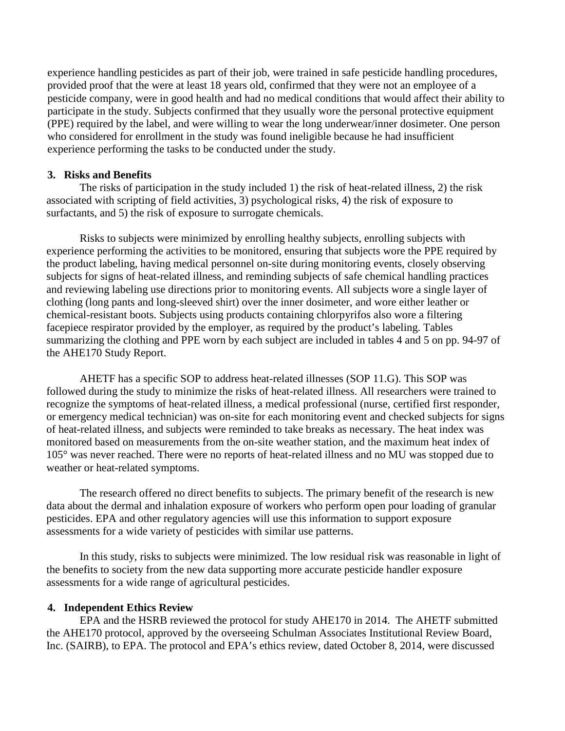experience handling pesticides as part of their job, were trained in safe pesticide handling procedures, provided proof that the were at least 18 years old, confirmed that they were not an employee of a pesticide company, were in good health and had no medical conditions that would affect their ability to participate in the study. Subjects confirmed that they usually wore the personal protective equipment (PPE) required by the label, and were willing to wear the long underwear/inner dosimeter. One person who considered for enrollment in the study was found ineligible because he had insufficient experience performing the tasks to be conducted under the study.

### 3. Risks and Benefits

The risks of participation in the study included 1) the risk of heat-related illness, 2) the risk associated with scripting of field activities, 3) psychological risks, 4) the risk of exposure to surfactants, and 5) the risk of exposure to surrogate chemicals.

Risks to subjects were minimized by enrolling healthy subjects, enrolling subjects with experience performing the activities to be monitored, ensuring that subjects wore the PPE required by the product labeling, having medical personnel on-site during monitoring events, closely observing subjects for signs of heat-related illness, and reminding subjects of safe chemical handling practices and reviewing labeling use directions prior to monitoring events. All subjects wore a single layer of clothing (long pants and long-sleeved shirt) over the inner dosimeter, and wore either leather or chemical-resistant boots. Subjects using products containing chlorpyrifos also wore a filtering facepiece respirator provided by the employer, as required by the product's labeling. Tables summarizing the clothing and PPE worn by each subject are included in tables 4 and 5 on pp. 94-97 of the AHE170 Study Report.

AHETF has a specific SOP to address heat-related illnesses (SOP 11.G). This SOP was followed during the study to minimize the risks of heat-related illness. All researchers were trained to recognize the symptoms of heat-related illness, a medical professional (nurse, certified first responder, or emergency medical technician) was on-site for each monitoring event and checked subjects for signs of heat-related illness, and subjects were reminded to take breaks as necessary. The heat index was monitored based on measurements from the on-site weather station, and the maximum heat index of 105° was never reached. There were no reports of heat-related illness and no MU was stopped due to weather or heat-related symptoms.

The research offered no direct benefits to subjects. The primary benefit of the research is new data about the dermal and inhalation exposure of workers who perform open pour loading of granular pesticides. EPA and other regulatory agencies will use this information to support exposure assessments for a wide variety of pesticides with similar use patterns.

In this study, risks to subjects were minimized. The low residual risk was reasonable in light of the benefits to society from the new data supporting more accurate pesticide handler exposure assessments for a wide range of agricultural pesticides.

### 4. Independent Ethics Review

EPA and the HSRB reviewed the protocol for study AHE170 in 2014. The AHETF submitted the AHE170 protocol, approved by the overseeing Schulman Associates Institutional Review Board, Inc. (SAIRB), to EPA. The protocol and EPA's ethics review, dated October 8, 2014, were discussed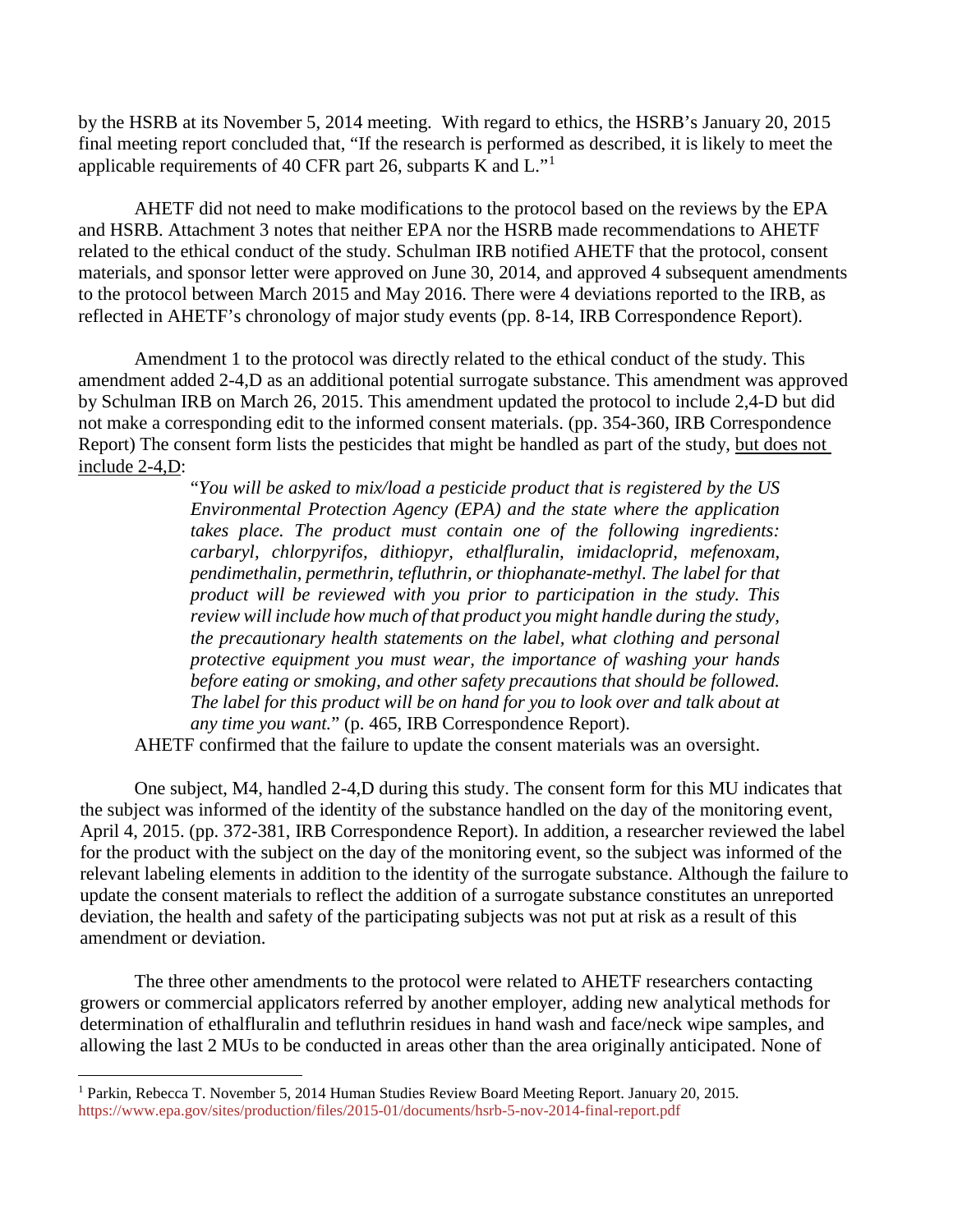by the HSRB at its November 5, 2014 meeting. With regard to ethics, the HSRB's January 20, 2015 final meeting report concluded that, "If the research is performed as described, it is likely to meet the applicable requirements of 40 CFR part 26, subparts K and L."[1]

AHETF did not need to make modifications to the protocol based on the reviews by the EPA and HSRB. Attachment 3 notes that neither EPA nor the HSRB made recommendations to AHETF related to the ethical conduct of the study. Schulman IRB notified AHETF that the protocol, consent materials, and sponsor letter were approved on June 30, 2014, and approved 4 subsequent amendments to the protocol between March 2015 and May 2016. There were 4 deviations reported to the IRB, as reflected in AHETF's chronology of major study events (pp. 8-14, IRB Correspondence Report).

Amendment 1 to the protocol was directly related to the ethical conduct of the study. This amendment added 2-4,D as an additional potential surrogate substance. This amendment was approved by Schulman IRB on March 26, 2015. This amendment updated the protocol to include 2,4-D but did not make a corresponding edit to the informed consent materials. (pp. 354-360, IRB Correspondence Report) The consent form lists the pesticides that might be handled as part of the study, <u>but does not include 2-4,D</u>:

> "*You will be asked to mix/load a pesticide product that is registered by the US Environmental Protection Agency (EPA) and the state where the application takes place. The product must contain one of the following ingredients: carbaryl, chlorpyrifos, dithiopyr, ethalfluralin, imidacloprid, mefenoxam, pendimethalin, permethrin, tefluthrin, or thiophanate-methyl. The label for that product will be reviewed with you prior to participation in the study. This review will include how much of that product you might handle during the study, the precautionary health statements on the label, what clothing and personal protective equipment you must wear, the importance of washing your hands before eating or smoking, and other safety precautions that should be followed. The label for this product will be on hand for you to look over and talk about at any time you want.*" (p. 465, IRB Correspondence Report).

AHETF confirmed that the failure to update the consent materials was an oversight.

One subject, M4, handled 2-4,D during this study. The consent form for this MU indicates that the subject was informed of the identity of the substance handled on the day of the monitoring event, April 4, 2015. (pp. 372-381, IRB Correspondence Report). In addition, a researcher reviewed the label for the product with the subject on the day of the monitoring event, so the subject was informed of the relevant labeling elements in addition to the identity of the surrogate substance. Although the failure to update the consent materials to reflect the addition of a surrogate substance constitutes an unreported deviation, the health and safety of the participating subjects was not put at risk as a result of this amendment or deviation.

The three other amendments to the protocol were related to AHETF researchers contacting growers or commercial applicators referred by another employer, adding new analytical methods for determination of ethalfluralin and tefluthrin residues in hand wash and face/neck wipe samples, and allowing the last 2 MUs to be conducted in areas other than the area originally anticipated. None of

---

[1] Parkin, Rebecca T. November 5, 2014 Human Studies Review Board Meeting Report. January 20, 2015. https://www.epa.gov/sites/production/files/2015-01/documents/hsrb-5-nov-2014-final-report.pdf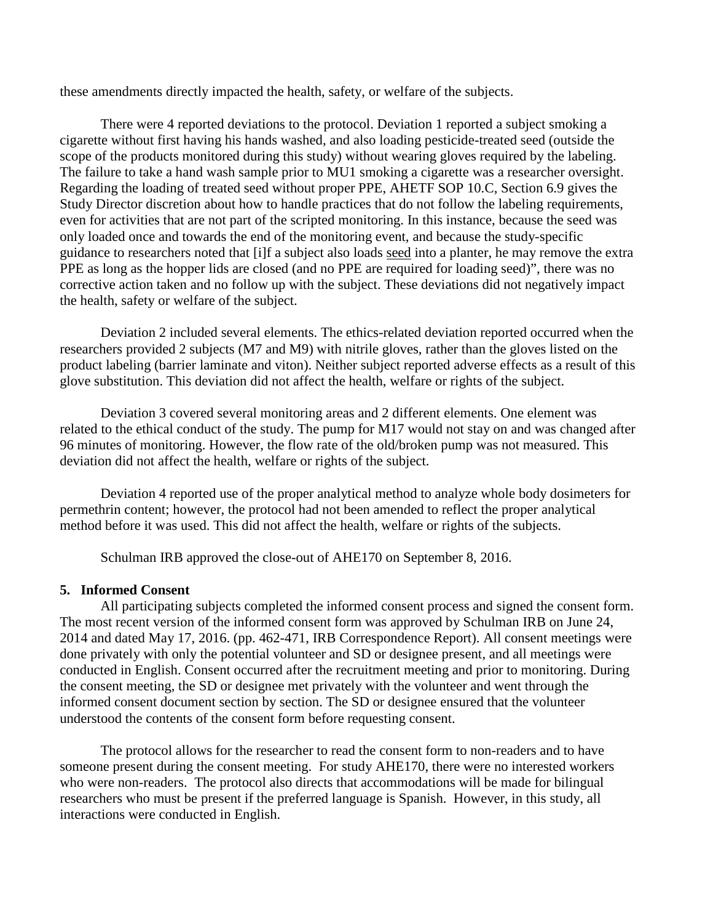these amendments directly impacted the health, safety, or welfare of the subjects.

There were 4 reported deviations to the protocol. Deviation 1 reported a subject smoking a cigarette without first having his hands washed, and also loading pesticide-treated seed (outside the scope of the products monitored during this study) without wearing gloves required by the labeling. The failure to take a hand wash sample prior to MU1 smoking a cigarette was a researcher oversight. Regarding the loading of treated seed without proper PPE, AHETF SOP 10.C, Section 6.9 gives the Study Director discretion about how to handle practices that do not follow the labeling requirements, even for activities that are not part of the scripted monitoring. In this instance, because the seed was only loaded once and towards the end of the monitoring event, and because the study-specific guidance to researchers noted that [i]f a subject also loads <u>seed</u> into a planter, he may remove the extra PPE as long as the hopper lids are closed (and no PPE are required for loading seed)", there was no corrective action taken and no follow up with the subject. These deviations did not negatively impact the health, safety or welfare of the subject.

Deviation 2 included several elements. The ethics-related deviation reported occurred when the researchers provided 2 subjects (M7 and M9) with nitrile gloves, rather than the gloves listed on the product labeling (barrier laminate and viton). Neither subject reported adverse effects as a result of this glove substitution. This deviation did not affect the health, welfare or rights of the subject.

Deviation 3 covered several monitoring areas and 2 different elements. One element was related to the ethical conduct of the study. The pump for M17 would not stay on and was changed after 96 minutes of monitoring. However, the flow rate of the old/broken pump was not measured. This deviation did not affect the health, welfare or rights of the subject.

Deviation 4 reported use of the proper analytical method to analyze whole body dosimeters for permethrin content; however, the protocol had not been amended to reflect the proper analytical method before it was used. This did not affect the health, welfare or rights of the subjects.

Schulman IRB approved the close-out of AHE170 on September 8, 2016.

## 5. Informed Consent

All participating subjects completed the informed consent process and signed the consent form. The most recent version of the informed consent form was approved by Schulman IRB on June 24, 2014 and dated May 17, 2016. (pp. 462-471, IRB Correspondence Report). All consent meetings were done privately with only the potential volunteer and SD or designee present, and all meetings were conducted in English. Consent occurred after the recruitment meeting and prior to monitoring. During the consent meeting, the SD or designee met privately with the volunteer and went through the informed consent document section by section. The SD or designee ensured that the volunteer understood the contents of the consent form before requesting consent.

The protocol allows for the researcher to read the consent form to non-readers and to have someone present during the consent meeting. For study AHE170, there were no interested workers who were non-readers. The protocol also directs that accommodations will be made for bilingual researchers who must be present if the preferred language is Spanish. However, in this study, all interactions were conducted in English.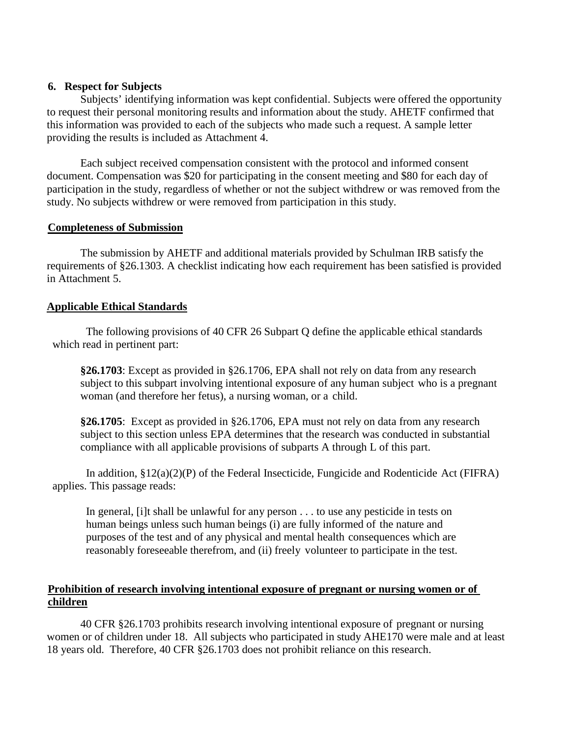**6. Respect for Subjects**

Subjects' identifying information was kept confidential. Subjects were offered the opportunity to request their personal monitoring results and information about the study. AHETF confirmed that this information was provided to each of the subjects who made such a request. A sample letter providing the results is included as Attachment 4.

Each subject received compensation consistent with the protocol and informed consent document. Compensation was $20 for participating in the consent meeting and $80 for each day of participation in the study, regardless of whether or not the subject withdrew or was removed from the study. No subjects withdrew or were removed from participation in this study.

## Completeness of Submission

The submission by AHETF and additional materials provided by Schulman IRB satisfy the requirements of §26.1303. A checklist indicating how each requirement has been satisfied is provided in Attachment 5.

## Applicable Ethical Standards

The following provisions of 40 CFR 26 Subpart Q define the applicable ethical standards which read in pertinent part:

> **§26.1703**: Except as provided in §26.1706, EPA shall not rely on data from any research subject to this subpart involving intentional exposure of any human subject who is a pregnant woman (and therefore her fetus), a nursing woman, or a child.
>
> **§26.1705**: Except as provided in §26.1706, EPA must not rely on data from any research subject to this section unless EPA determines that the research was conducted in substantial compliance with all applicable provisions of subparts A through L of this part.

In addition, §12(a)(2)(P) of the Federal Insecticide, Fungicide and Rodenticide Act (FIFRA) applies. This passage reads:

> In general, [i]t shall be unlawful for any person . . . to use any pesticide in tests on human beings unless such human beings (i) are fully informed of the nature and purposes of the test and of any physical and mental health consequences which are reasonably foreseeable therefrom, and (ii) freely volunteer to participate in the test.

## Prohibition of research involving intentional exposure of pregnant or nursing women or of children

40 CFR §26.1703 prohibits research involving intentional exposure of pregnant or nursing women or of children under 18. All subjects who participated in study AHE170 were male and at least 18 years old. Therefore, 40 CFR §26.1703 does not prohibit reliance on this research.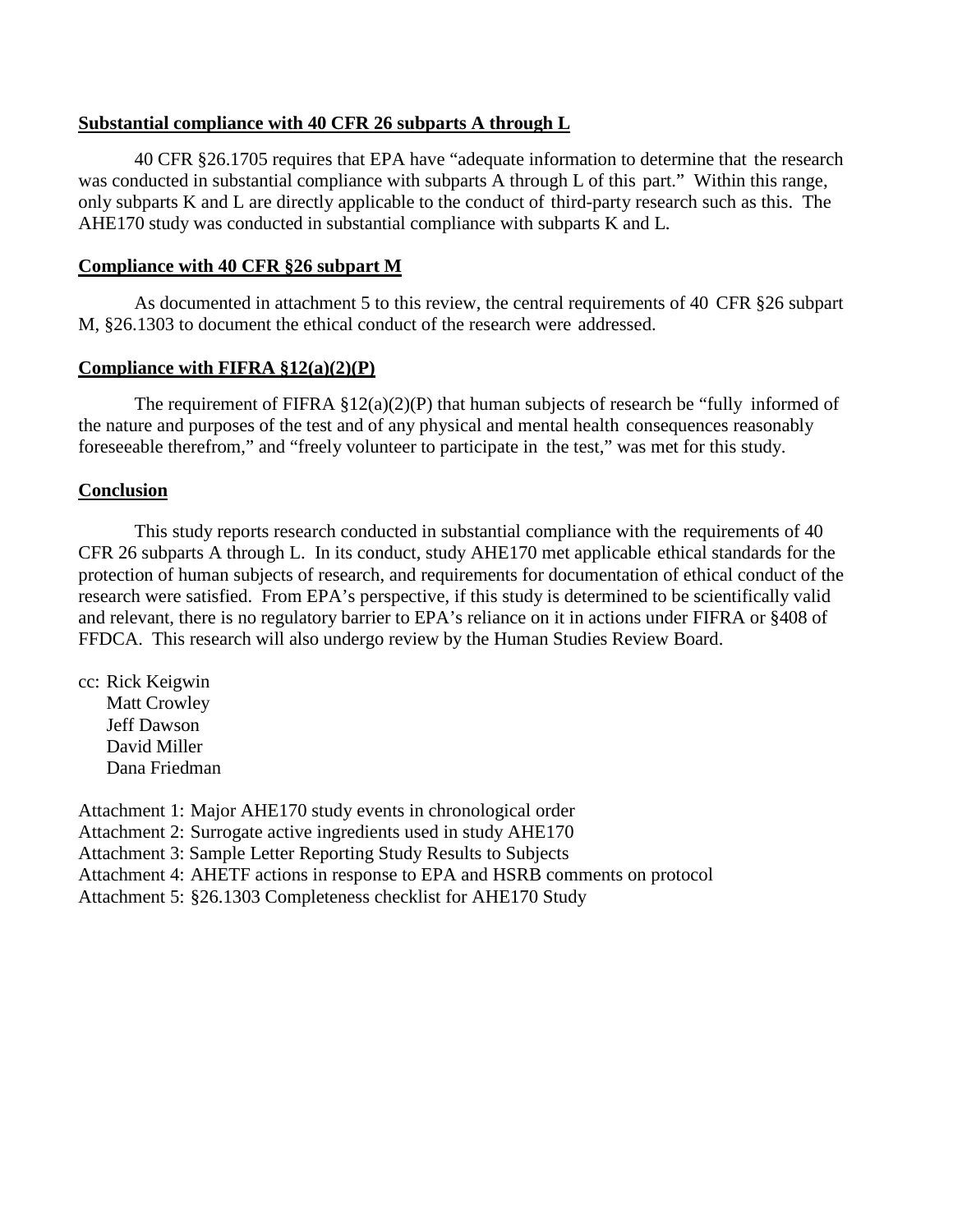**Substantial compliance with 40 CFR 26 subparts A through L**

40 CFR §26.1705 requires that EPA have "adequate information to determine that the research was conducted in substantial compliance with subparts A through L of this part." Within this range, only subparts K and L are directly applicable to the conduct of third-party research such as this. The AHE170 study was conducted in substantial compliance with subparts K and L.

**Compliance with 40 CFR §26 subpart M**

As documented in attachment 5 to this review, the central requirements of 40 CFR §26 subpart M, §26.1303 to document the ethical conduct of the research were addressed.

**Compliance with FIFRA §12(a)(2)(P)**

The requirement of FIFRA §12(a)(2)(P) that human subjects of research be "fully informed of the nature and purposes of the test and of any physical and mental health consequences reasonably foreseeable therefrom," and "freely volunteer to participate in the test," was met for this study.

**Conclusion**

This study reports research conducted in substantial compliance with the requirements of 40 CFR 26 subparts A through L. In its conduct, study AHE170 met applicable ethical standards for the protection of human subjects of research, and requirements for documentation of ethical conduct of the research were satisfied. From EPA's perspective, if this study is determined to be scientifically valid and relevant, there is no regulatory barrier to EPA's reliance on it in actions under FIFRA or §408 of FFDCA. This research will also undergo review by the Human Studies Review Board.

cc: Rick Keigwin
Matt Crowley
Jeff Dawson
David Miller
Dana Friedman

Attachment 1: Major AHE170 study events in chronological order
Attachment 2: Surrogate active ingredients used in study AHE170
Attachment 3: Sample Letter Reporting Study Results to Subjects
Attachment 4: AHETF actions in response to EPA and HSRB comments on protocol
Attachment 5: §26.1303 Completeness checklist for AHE170 Study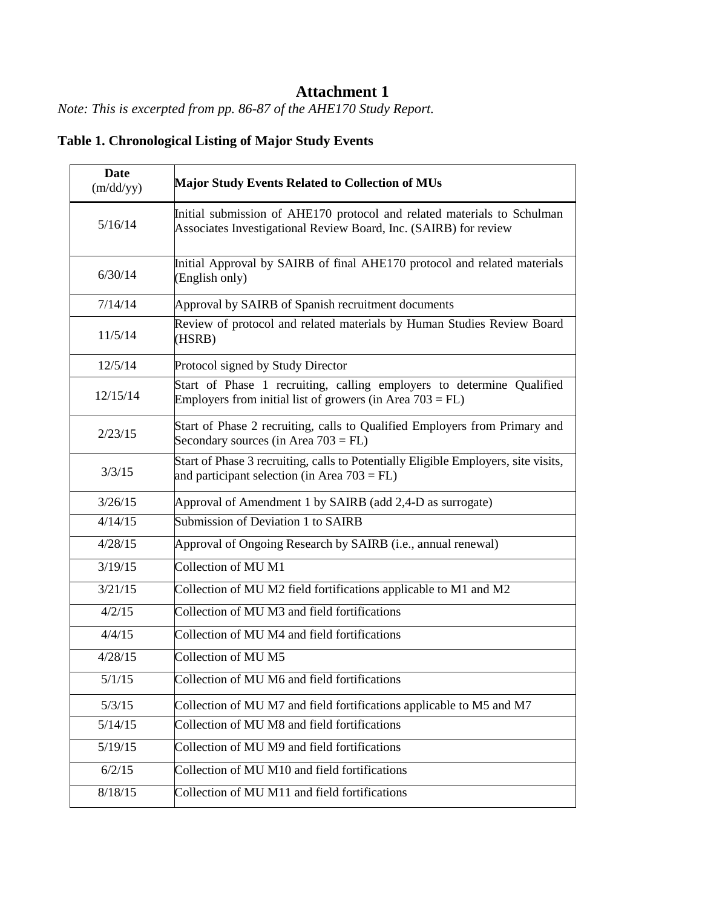# Attachment 1

*Note: This is excerpted from pp. 86-87 of the AHE170 Study Report.*

**Table 1. Chronological Listing of Major Study Events**

| **Date** (m/dd/yy) | **Major Study Events Related to Collection of MUs** |
|---|---|
| 5/16/14 | Initial submission of AHE170 protocol and related materials to Schulman Associates Investigational Review Board, Inc. (SAIRB) for review |
| 6/30/14 | Initial Approval by SAIRB of final AHE170 protocol and related materials (English only) |
| 7/14/14 | Approval by SAIRB of Spanish recruitment documents |
| 11/5/14 | Review of protocol and related materials by Human Studies Review Board (HSRB) |
| 12/5/14 | Protocol signed by Study Director |
| 12/15/14 | Start of Phase 1 recruiting, calling employers to determine Qualified Employers from initial list of growers (in Area 703 = FL) |
| 2/23/15 | Start of Phase 2 recruiting, calls to Qualified Employers from Primary and Secondary sources (in Area 703 = FL) |
| 3/3/15 | Start of Phase 3 recruiting, calls to Potentially Eligible Employers, site visits, and participant selection (in Area 703 = FL) |
| 3/26/15 | Approval of Amendment 1 by SAIRB (add 2,4-D as surrogate) |
| 4/14/15 | Submission of Deviation 1 to SAIRB |
| 4/28/15 | Approval of Ongoing Research by SAIRB (i.e., annual renewal) |
| 3/19/15 | Collection of MU M1 |
| 3/21/15 | Collection of MU M2 field fortifications applicable to M1 and M2 |
| 4/2/15 | Collection of MU M3 and field fortifications |
| 4/4/15 | Collection of MU M4 and field fortifications |
| 4/28/15 | Collection of MU M5 |
| 5/1/15 | Collection of MU M6 and field fortifications |
| 5/3/15 | Collection of MU M7 and field fortifications applicable to M5 and M7 |
| 5/14/15 | Collection of MU M8 and field fortifications |
| 5/19/15 | Collection of MU M9 and field fortifications |
| 6/2/15 | Collection of MU M10 and field fortifications |
| 8/18/15 | Collection of MU M11 and field fortifications |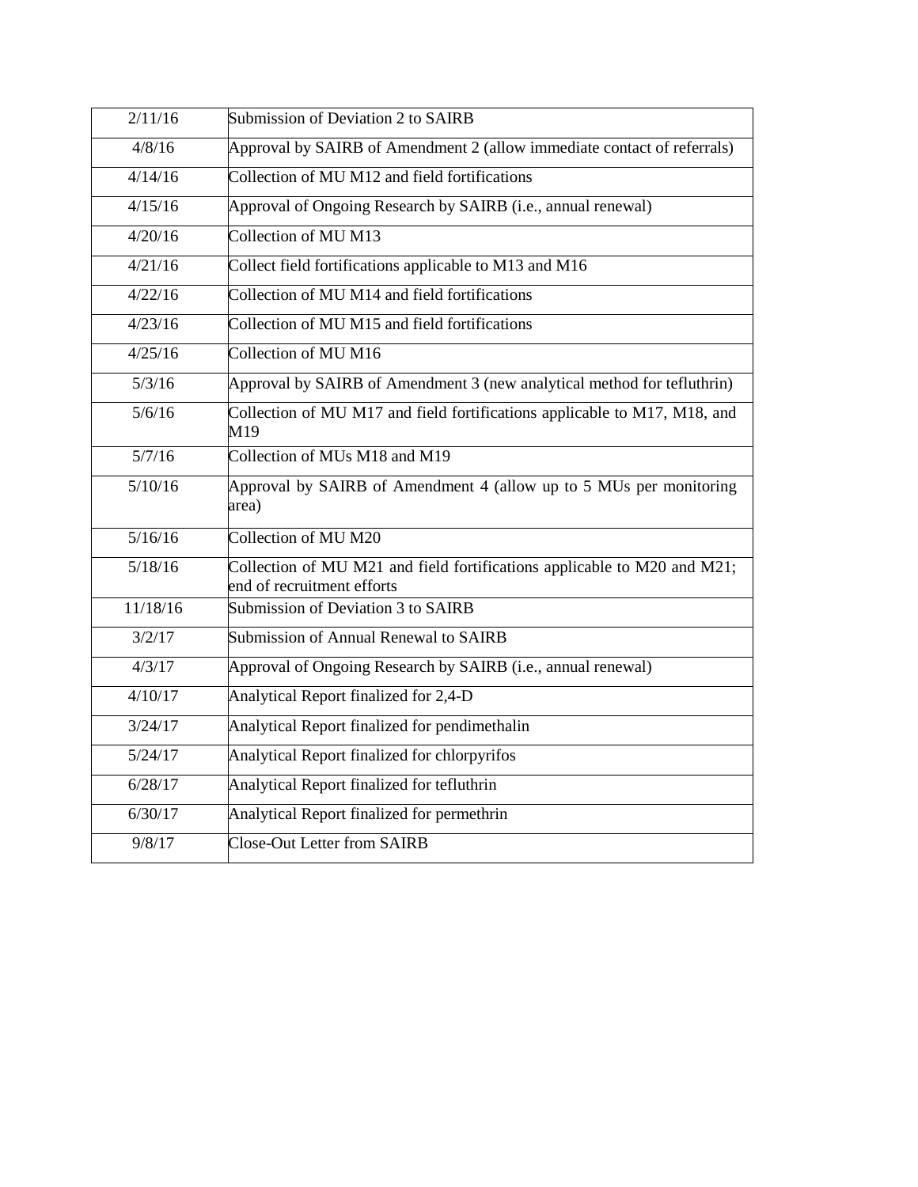| 2/11/16 | Submission of Deviation 2 to SAIRB |
|---|---|
| 4/8/16 | Approval by SAIRB of Amendment 2 (allow immediate contact of referrals) |
| 4/14/16 | Collection of MU M12 and field fortifications |
| 4/15/16 | Approval of Ongoing Research by SAIRB (i.e., annual renewal) |
| 4/20/16 | Collection of MU M13 |
| 4/21/16 | Collect field fortifications applicable to M13 and M16 |
| 4/22/16 | Collection of MU M14 and field fortifications |
| 4/23/16 | Collection of MU M15 and field fortifications |
| 4/25/16 | Collection of MU M16 |
| 5/3/16 | Approval by SAIRB of Amendment 3 (new analytical method for tefluthrin) |
| 5/6/16 | Collection of MU M17 and field fortifications applicable to M17, M18, and M19 |
| 5/7/16 | Collection of MUs M18 and M19 |
| 5/10/16 | Approval by SAIRB of Amendment 4 (allow up to 5 MUs per monitoring area) |
| 5/16/16 | Collection of MU M20 |
| 5/18/16 | Collection of MU M21 and field fortifications applicable to M20 and M21; end of recruitment efforts |
| 11/18/16 | Submission of Deviation 3 to SAIRB |
| 3/2/17 | Submission of Annual Renewal to SAIRB |
| 4/3/17 | Approval of Ongoing Research by SAIRB (i.e., annual renewal) |
| 4/10/17 | Analytical Report finalized for 2,4-D |
| 3/24/17 | Analytical Report finalized for pendimethalin |
| 5/24/17 | Analytical Report finalized for chlorpyrifos |
| 6/28/17 | Analytical Report finalized for tefluthrin |
| 6/30/17 | Analytical Report finalized for permethrin |
| 9/8/17 | Close-Out Letter from SAIRB |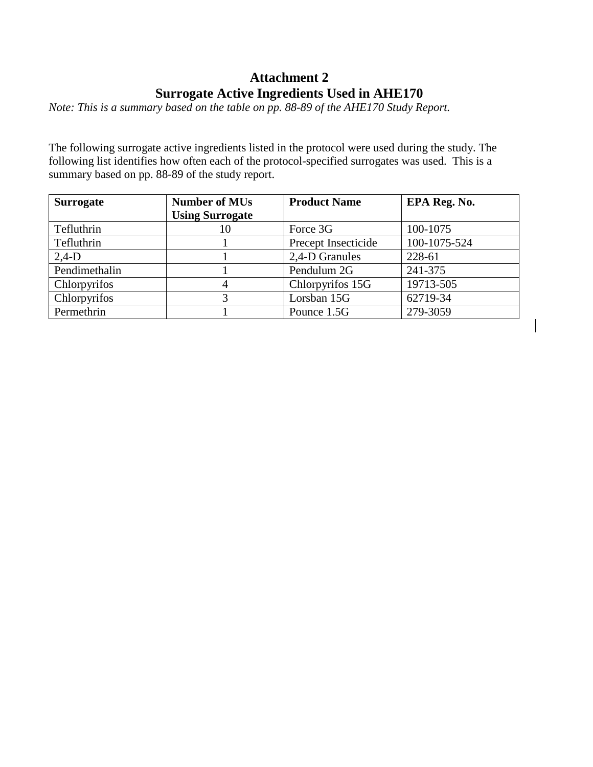# Attachment 2
# Surrogate Active Ingredients Used in AHE170

*Note: This is a summary based on the table on pp. 88-89 of the AHE170 Study Report.*

The following surrogate active ingredients listed in the protocol were used during the study. The following list identifies how often each of the protocol-specified surrogates was used. This is a summary based on pp. 88-89 of the study report.

| **Surrogate** | **Number of MUs Using Surrogate** | **Product Name** | **EPA Reg. No.** |
|---|---|---|---|
| Tefluthrin | 10 | Force 3G | 100-1075 |
| Tefluthrin | 1 | Precept Insecticide | 100-1075-524 |
| 2,4-D | 1 | 2,4-D Granules | 228-61 |
| Pendimethalin | 1 | Pendulum 2G | 241-375 |
| Chlorpyrifos | 4 | Chlorpyrifos 15G | 19713-505 |
| Chlorpyrifos | 3 | Lorsban 15G | 62719-34 |
| Permethrin | 1 | Pounce 1.5G | 279-3059 |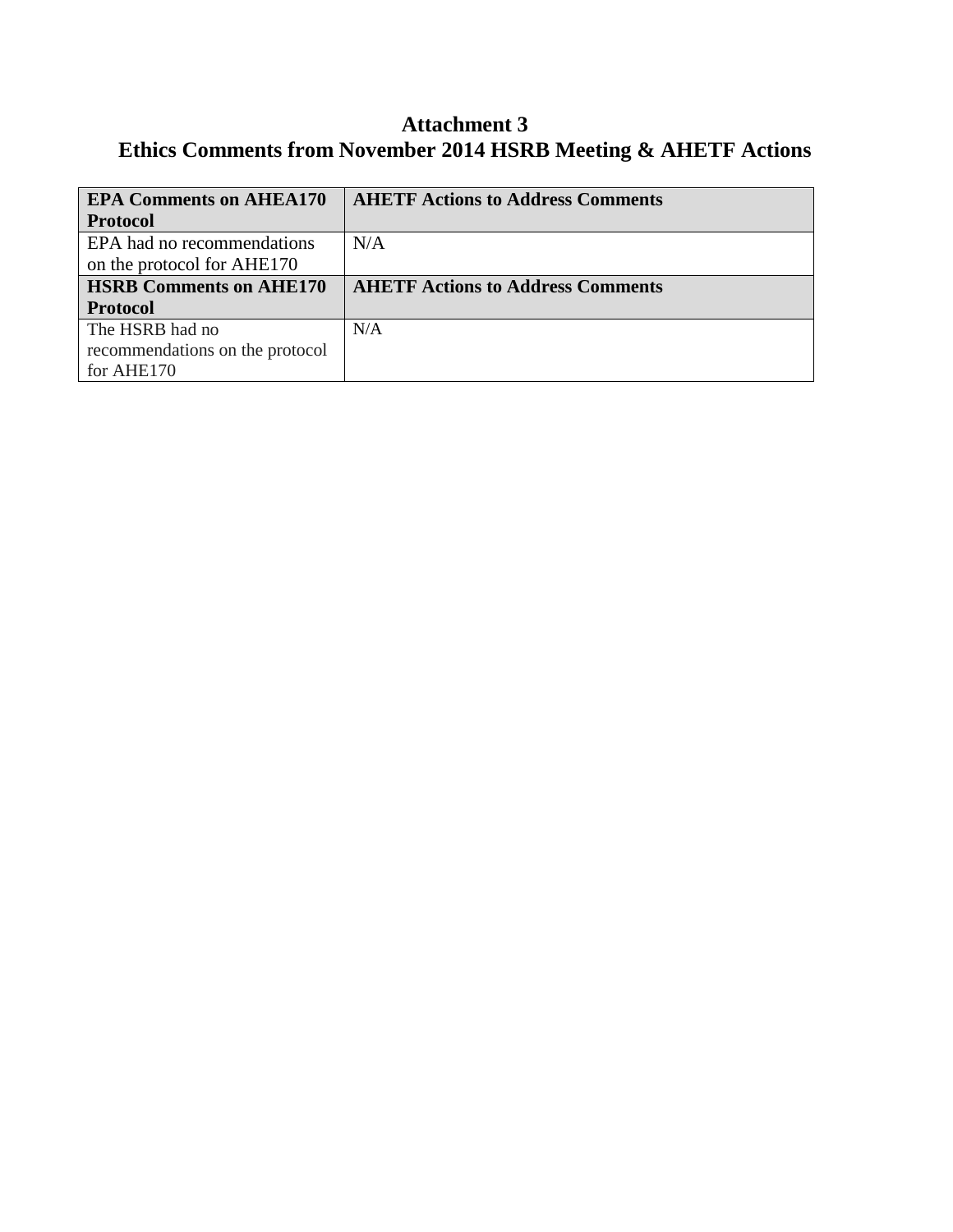# Attachment 3
## Ethics Comments from November 2014 HSRB Meeting & AHETF Actions

| **EPA Comments on AHEA170 Protocol** | **AHETF Actions to Address Comments** |
|---|---|
| EPA had no recommendations on the protocol for AHE170 | N/A |
| **HSRB Comments on AHE170 Protocol** | **AHETF Actions to Address Comments** |
| The HSRB had no recommendations on the protocol for AHE170 | N/A |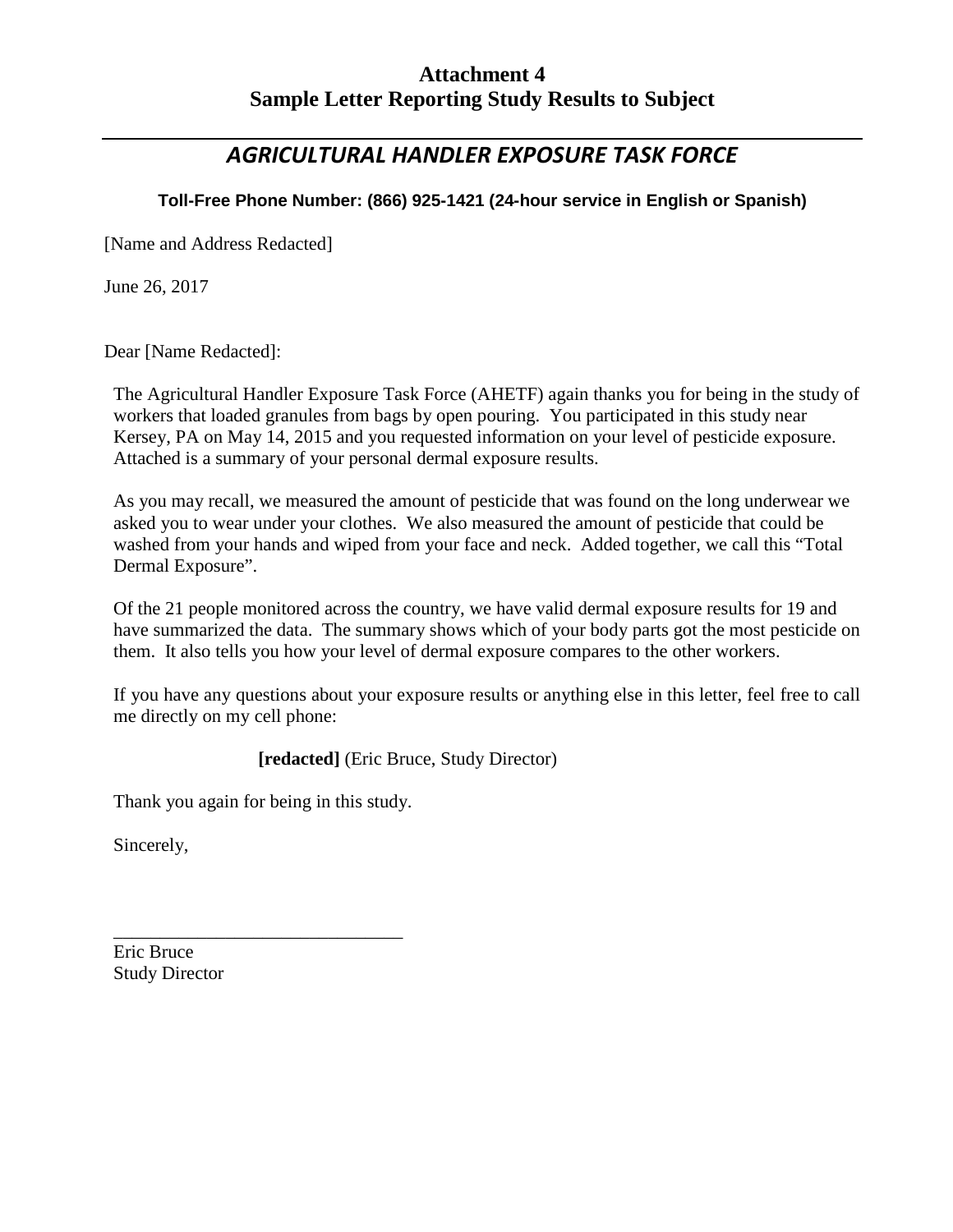**Attachment 4**
**Sample Letter Reporting Study Results to Subject**

---

## *AGRICULTURAL HANDLER EXPOSURE TASK FORCE*

**Toll-Free Phone Number: (866) 925-1421 (24-hour service in English or Spanish)**

[Name and Address Redacted]

June 26, 2017

Dear [Name Redacted]:

The Agricultural Handler Exposure Task Force (AHETF) again thanks you for being in the study of workers that loaded granules from bags by open pouring. You participated in this study near Kersey, PA on May 14, 2015 and you requested information on your level of pesticide exposure. Attached is a summary of your personal dermal exposure results.

As you may recall, we measured the amount of pesticide that was found on the long underwear we asked you to wear under your clothes. We also measured the amount of pesticide that could be washed from your hands and wiped from your face and neck. Added together, we call this "Total Dermal Exposure".

Of the 21 people monitored across the country, we have valid dermal exposure results for 19 and have summarized the data. The summary shows which of your body parts got the most pesticide on them. It also tells you how your level of dermal exposure compares to the other workers.

If you have any questions about your exposure results or anything else in this letter, feel free to call me directly on my cell phone:

**[redacted]** (Eric Bruce, Study Director)

Thank you again for being in this study.

Sincerely,

\_\_\_\_\_\_\_\_\_\_\_\_\_\_\_\_\_\_\_\_\_\_\_\_\_\_\_\_\_\_\_\_

Eric Bruce
Study Director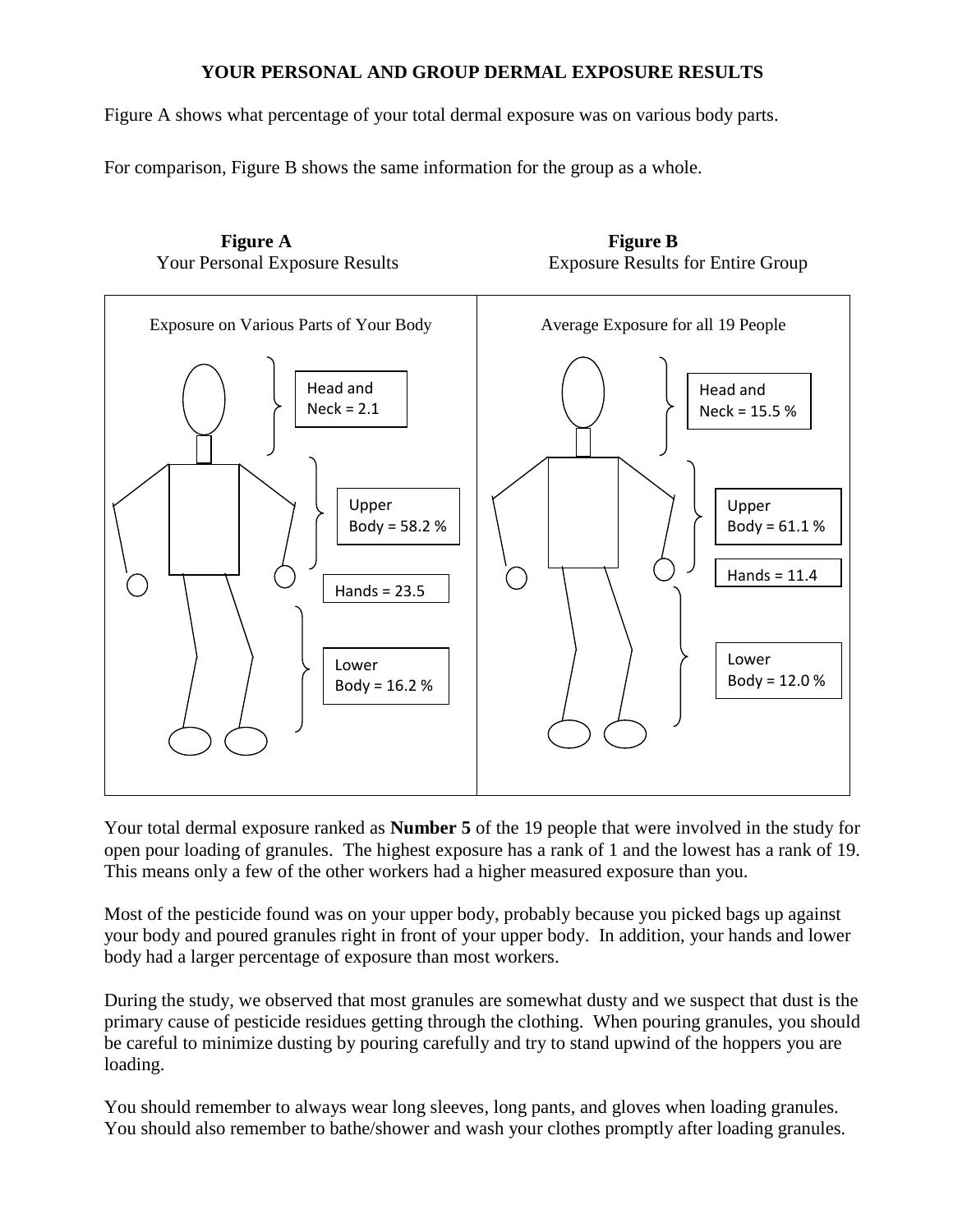## YOUR PERSONAL AND GROUP DERMAL EXPOSURE RESULTS

Figure A shows what percentage of your total dermal exposure was on various body parts.

For comparison, Figure B shows the same information for the group as a whole.

**Figure A**
Your Personal Exposure Results

Exposure on Various Parts of Your Body

- Head and Neck = 2.1
- Upper Body = 58.2 %
- Hands = 23.5
- Lower Body = 16.2 %

**Figure B**
Exposure Results for Entire Group

Average Exposure for all 19 People

- Head and Neck = 15.5 %
- Upper Body = 61.1 %
- Hands = 11.4
- Lower Body = 12.0 %

Your total dermal exposure ranked as **Number 5** of the 19 people that were involved in the study for open pour loading of granules. The highest exposure has a rank of 1 and the lowest has a rank of 19. This means only a few of the other workers had a higher measured exposure than you.

Most of the pesticide found was on your upper body, probably because you picked bags up against your body and poured granules right in front of your upper body. In addition, your hands and lower body had a larger percentage of exposure than most workers.

During the study, we observed that most granules are somewhat dusty and we suspect that dust is the primary cause of pesticide residues getting through the clothing. When pouring granules, you should be careful to minimize dusting by pouring carefully and try to stand upwind of the hoppers you are loading.

You should remember to always wear long sleeves, long pants, and gloves when loading granules. You should also remember to bathe/shower and wash your clothes promptly after loading granules.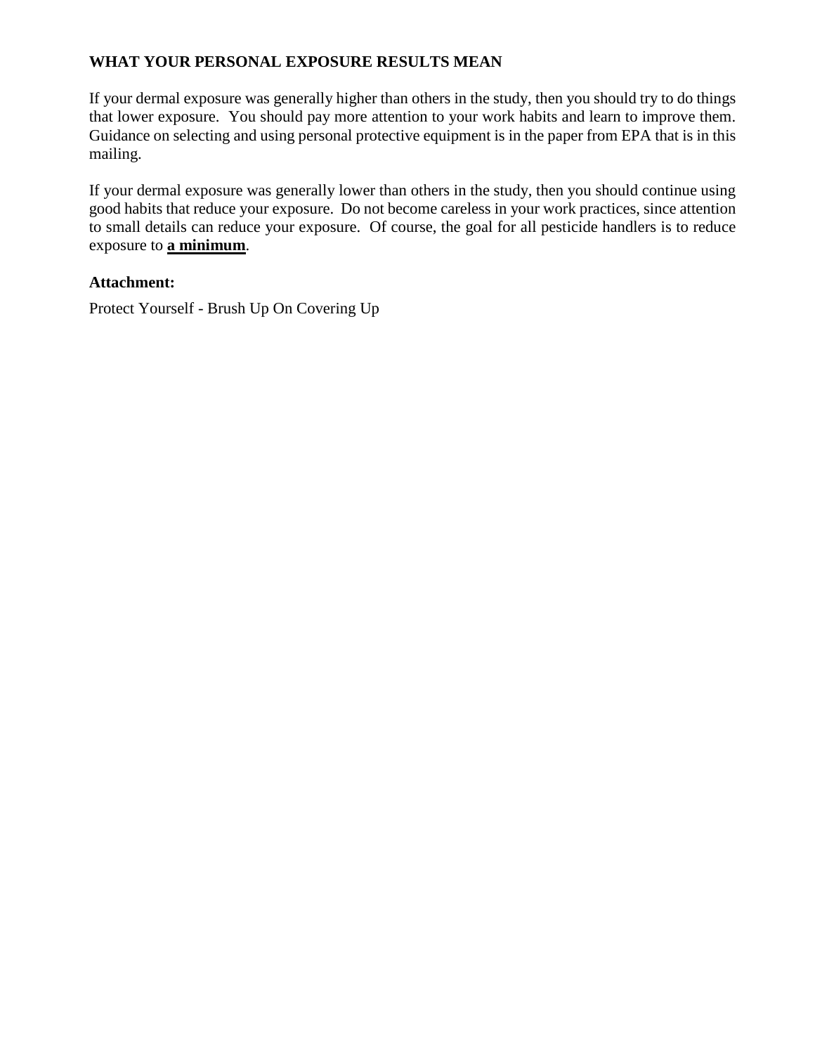## WHAT YOUR PERSONAL EXPOSURE RESULTS MEAN

If your dermal exposure was generally higher than others in the study, then you should try to do things that lower exposure. You should pay more attention to your work habits and learn to improve them. Guidance on selecting and using personal protective equipment is in the paper from EPA that is in this mailing.

If your dermal exposure was generally lower than others in the study, then you should continue using good habits that reduce your exposure. Do not become careless in your work practices, since attention to small details can reduce your exposure. Of course, the goal for all pesticide handlers is to reduce exposure to **a minimum**.

**Attachment:**

Protect Yourself - Brush Up On Covering Up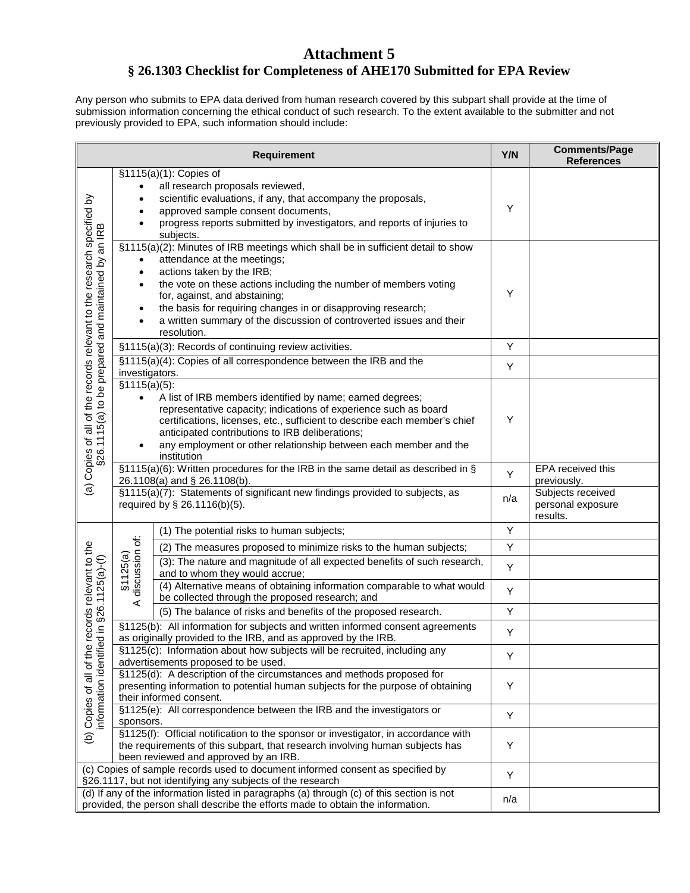# Attachment 5

## § 26.1303 Checklist for Completeness of AHE170 Submitted for EPA Review

Any person who submits to EPA data derived from human research covered by this subpart shall provide at the time of submission information concerning the ethical conduct of such research. To the extent available to the submitter and not previously provided to EPA, such information should include:

| Requirement | | | Y/N | Comments/Page References |
|---|---|---|---|---|
| (a) Copies of all of the records relevant to the research specified by §26.1115(a) to be prepared and maintained by an IRB | §1115(a)(1): Copies of<br>• all research proposals reviewed,<br>• scientific evaluations, if any, that accompany the proposals,<br>• approved sample consent documents,<br>• progress reports submitted by investigators, and reports of injuries to subjects. | | Y | |
| | §1115(a)(2): Minutes of IRB meetings which shall be in sufficient detail to show<br>• attendance at the meetings;<br>• actions taken by the IRB;<br>• the vote on these actions including the number of members voting for, against, and abstaining;<br>• the basis for requiring changes in or disapproving research;<br>• a written summary of the discussion of controverted issues and their resolution. | | Y | |
| | §1115(a)(3): Records of continuing review activities. | | Y | |
| | §1115(a)(4): Copies of all correspondence between the IRB and the investigators. | | Y | |
| | §1115(a)(5):<br>• A list of IRB members identified by name; earned degrees; representative capacity; indications of experience such as board certifications, licenses, etc., sufficient to describe each member's chief anticipated contributions to IRB deliberations;<br>• any employment or other relationship between each member and the institution | | Y | |
| | §1115(a)(6): Written procedures for the IRB in the same detail as described in § 26.1108(a) and § 26.1108(b). | | Y | EPA received this previously. |
| | §1115(a)(7): Statements of significant new findings provided to subjects, as required by § 26.1116(b)(5). | | n/a | Subjects received personal exposure results. |
| (b) Copies of all of the records relevant to the information identified in §26.1125(a)-(f) | §1125(a) A discussion of: | (1) The potential risks to human subjects; | Y | |
| | | (2) The measures proposed to minimize risks to the human subjects; | Y | |
| | | (3): The nature and magnitude of all expected benefits of such research, and to whom they would accrue; | Y | |
| | | (4) Alternative means of obtaining information comparable to what would be collected through the proposed research; and | Y | |
| | | (5) The balance of risks and benefits of the proposed research. | Y | |
| | §1125(b): All information for subjects and written informed consent agreements as originally provided to the IRB, and as approved by the IRB. | | Y | |
| | §1125(c): Information about how subjects will be recruited, including any advertisements proposed to be used. | | Y | |
| | §1125(d): A description of the circumstances and methods proposed for presenting information to potential human subjects for the purpose of obtaining their informed consent. | | Y | |
| | §1125(e): All correspondence between the IRB and the investigators or sponsors. | | Y | |
| | §1125(f): Official notification to the sponsor or investigator, in accordance with the requirements of this subpart, that research involving human subjects has been reviewed and approved by an IRB. | | Y | |
| (c) Copies of sample records used to document informed consent as specified by §26.1117, but not identifying any subjects of the research | | | Y | |
| (d) If any of the information listed in paragraphs (a) through (c) of this section is not provided, the person shall describe the efforts made to obtain the information. | | | n/a | |